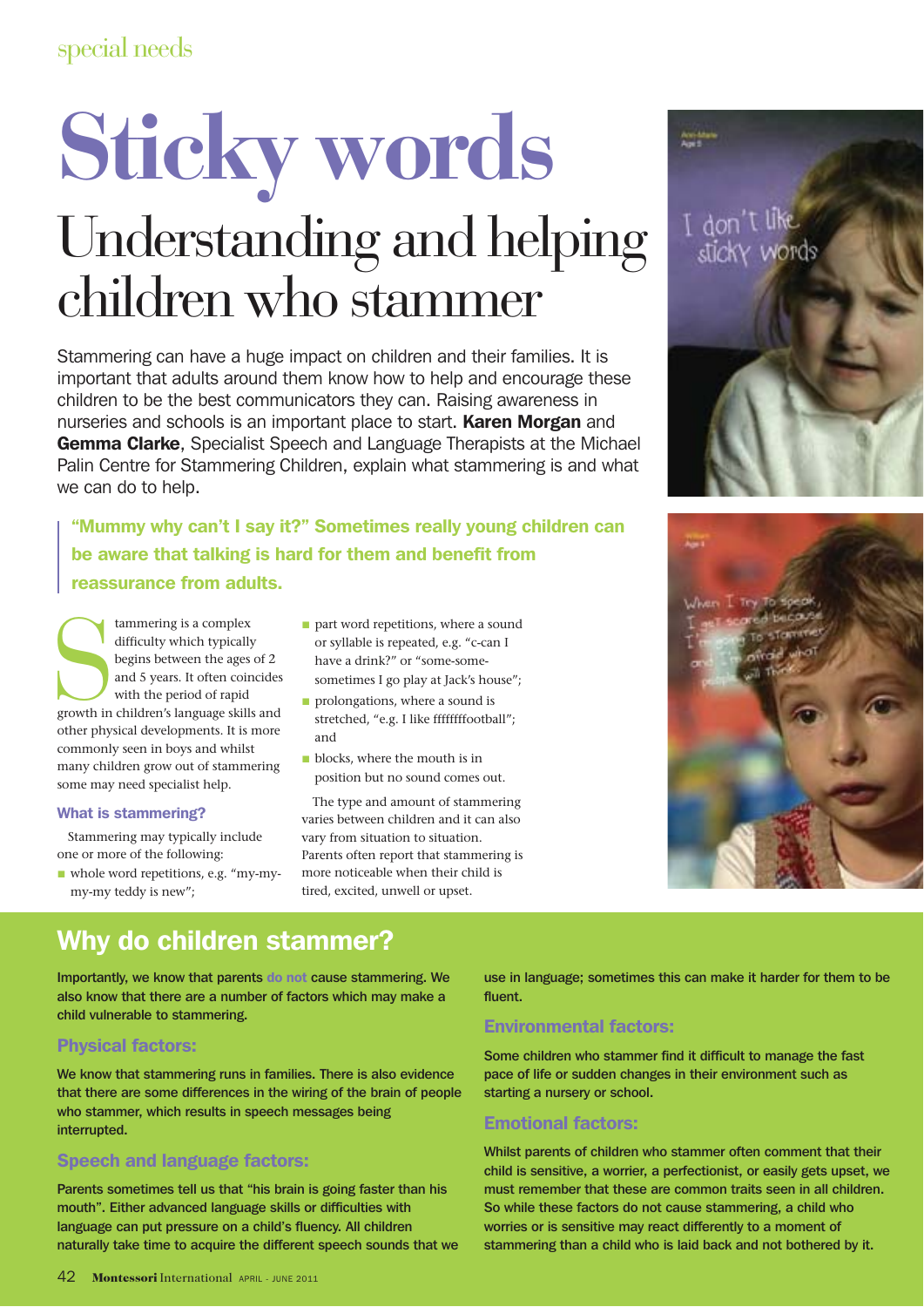# Sticky words

## Understanding and helping children who stammer

Stammering can have a huge impact on children and their families. It is important that adults around them know how to help and encourage these children to be the best communicators they can. Raising awareness in nurseries and schools is an important place to start. **Karen Morgan** and **Gemma Clarke**, Specialist Speech and Language Therapists at the Michael Palin Centre for Stammering Children, explain what stammering is and what we can do to help.

**"Mummy why can't I say it?" Sometimes really young children can be aware that talking is hard for them and benefit from reassurance from adults.**

Stammering is a complex difficulty which typically begins between the ages of 2 and 5 years. It often coincides with the period of rapid growth in children's language skills and other physical developments. It is more commonly seen in boys and whilst many children grow out of stammering some may need specialist help.

### What is stammering?

Stammering may typically include one or more of the following:

- whole word repetitions, e.g. "my-my-my-my teddy is new";
- part word repetitions, where a sound or syllable is repeated, e.g. "c-can I have a drink?" or "some-some-sometimes I go play at Jack's house";
- prolongations, where a sound is stretched, "e.g. I like fffffffootball"; and
- blocks, where the mouth is in position but no sound comes out.

The type and amount of stammering varies between children and it can also vary from situation to situation. Parents often report that stammering is more noticeable when their child is tired, excited, unwell or upset.

## Why do children stammer?

Importantly, we know that parents **do not** cause stammering. We also know that there are a number of factors which may make a child vulnerable to stammering.

### Physical factors:

We know that stammering runs in families. There is also evidence that there are some differences in the wiring of the brain of people who stammer, which results in speech messages being interrupted.

### Speech and language factors:

Parents sometimes tell us that "his brain is going faster than his mouth". Either advanced language skills or difficulties with language can put pressure on a child's fluency. All children naturally take time to acquire the different speech sounds that we use in language; sometimes this can make it harder for them to be fluent.

### Environmental factors:

Some children who stammer find it difficult to manage the fast pace of life or sudden changes in their environment such as starting a nursery or school.

### Emotional factors:

Whilst parents of children who stammer often comment that their child is sensitive, a worrier, a perfectionist, or easily gets upset, we must remember that these are common traits seen in all children. So while these factors do not cause stammering, a child who worries or is sensitive may react differently to a moment of stammering than a child who is laid back and not bothered by it.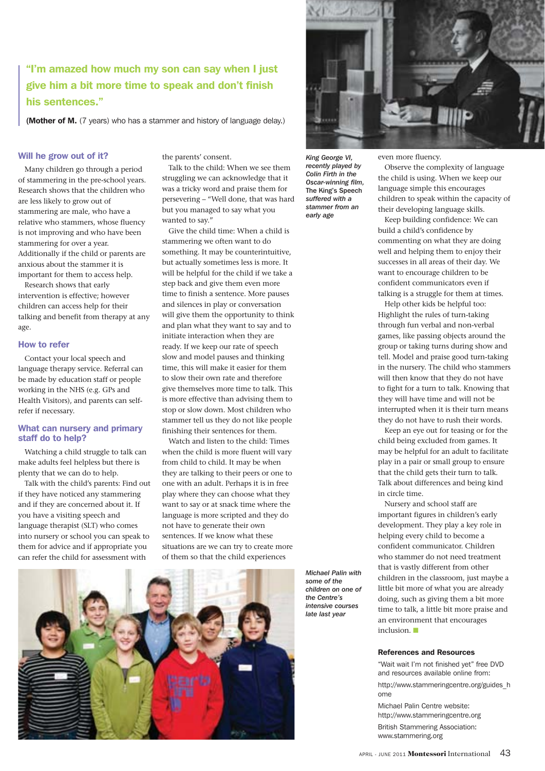**"I'm amazed how much my son can say when I just give him a bit more time to speak and don't finish his sentences."**

**(Mother of M.** (7 years) who has a stammer and history of language delay.)

## Will he grow out of it?

Many children go through a period of stammering in the pre-school years. Research shows that the children who are less likely to grow out of stammering are male, who have a relative who stammers, whose fluency is not improving and who have been stammering for over a year. Additionally if the child or parents are anxious about the stammer it is important for them to access help.

Research shows that early intervention is effective; however children can access help for their talking and benefit from therapy at any age.

## How to refer

Contact your local speech and language therapy service. Referral can be made by education staff or people working in the NHS (e.g. GPs and Health Visitors), and parents can self-refer if necessary.

## What can nursery and primary staff do to help?

Watching a child struggle to talk can make adults feel helpless but there is plenty that we can do to help.

Talk with the child's parents: Find out if they have noticed any stammering and if they are concerned about it. If you have a visiting speech and language therapist (SLT) who comes into nursery or school you can speak to them for advice and if appropriate you can refer the child for assessment with the parents' consent.

Talk to the child: When we see them struggling we can acknowledge that it was a tricky word and praise them for persevering – "Well done, that was hard but you managed to say what you wanted to say."

Give the child time: When a child is stammering we often want to do something. It may be counterintuitive, but actually sometimes less is more. It will be helpful for the child if we take a step back and give them even more time to finish a sentence. More pauses and silences in play or conversation will give them the opportunity to think and plan what they want to say and to initiate interaction when they are ready. If we keep our rate of speech slow and model pauses and thinking time, this will make it easier for them to slow their own rate and therefore give themselves more time to talk. This is more effective than advising them to stop or slow down. Most children who stammer tell us they do not like people finishing their sentences for them.

Watch and listen to the child: Times when the child is more fluent will vary from child to child. It may be when they are talking to their peers or one to one with an adult. Perhaps it is in free play where they can choose what they want to say or at snack time where the language is more scripted and they do not have to generate their own sentences. If we know what these situations are we can try to create more of them so that the child experiences even more fluency.

*King George VI, recently played by Colin Firth in the Oscar-winning film, The King's Speech suffered with a stammer from an early age*

Observe the complexity of language the child is using. When we keep our language simple this encourages children to speak within the capacity of their developing language skills.

Keep building confidence: We can build a child's confidence by commenting on what they are doing well and helping them to enjoy their successes in all areas of their day. We want to encourage children to be confident communicators even if talking is a struggle for them at times.

Help other kids be helpful too: Highlight the rules of turn-taking through fun verbal and non-verbal games, like passing objects around the group or taking turns during show and tell. Model and praise good turn-taking in the nursery. The child who stammers will then know that they do not have to fight for a turn to talk. Knowing that they will have time and will not be interrupted when it is their turn means they do not have to rush their words.

Keep an eye out for teasing or for the child being excluded from games. It may be helpful for an adult to facilitate play in a pair or small group to ensure that the child gets their turn to talk. Talk about differences and being kind in circle time.

Nursery and school staff are important figures in children's early development. They play a key role in helping every child to become a confident communicator. Children who stammer do not need treatment that is vastly different from other children in the classroom, just maybe a little bit more of what you are already doing, such as giving them a bit more time to talk, a little bit more praise and an environment that encourages inclusion. ■

*Michael Palin with some of the children on one of the Centre's intensive courses late last year*

### References and Resources

"Wait wait I'm not finished yet" free DVD and resources available online from:

http://www.stammeringcentre.org/guides_home

Michael Palin Centre website: http://www.stammeringcentre.org

British Stammering Association: www.stammering.org